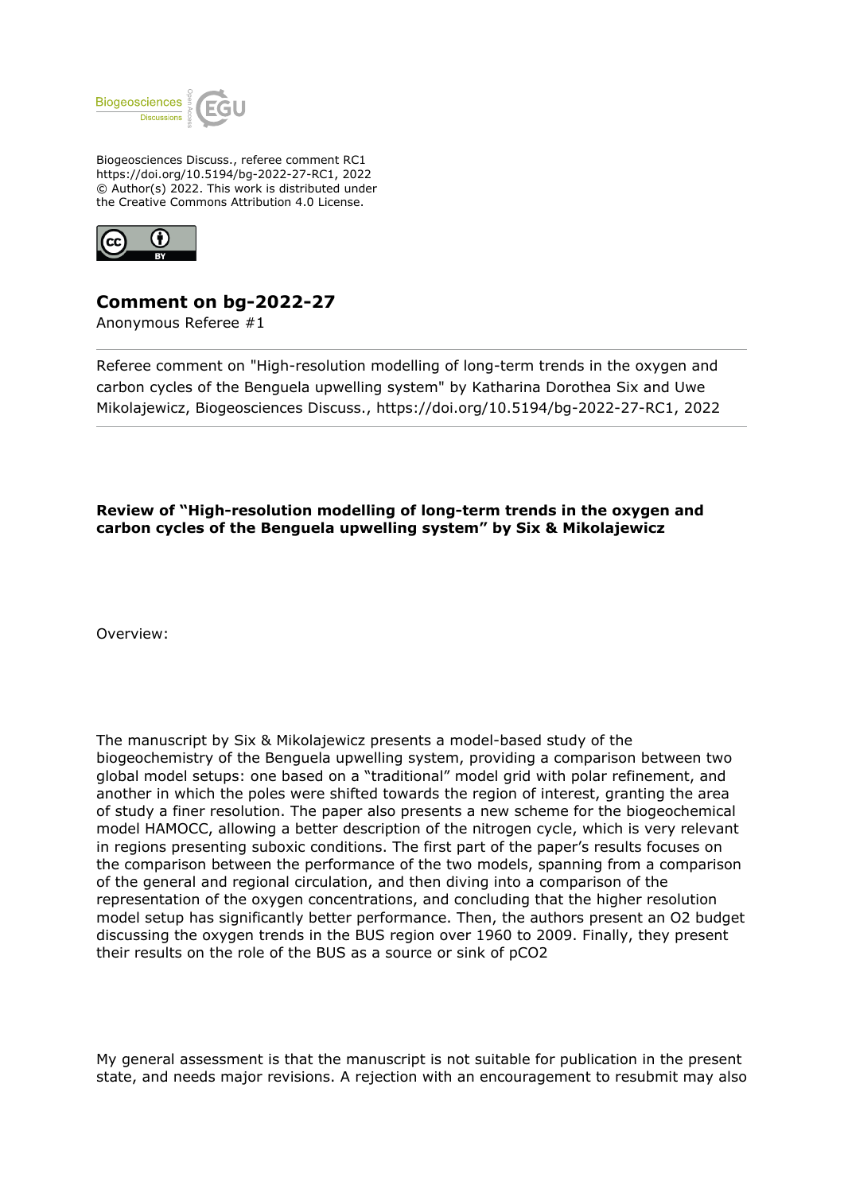Biogeosciences Discuss., referee comment RC1
https://doi.org/10.5194/bg-2022-27-RC1, 2022
© Author(s) 2022. This work is distributed under
the Creative Commons Attribution 4.0 License.

## Comment on bg-2022-27

Anonymous Referee #1

Referee comment on "High-resolution modelling of long-term trends in the oxygen and carbon cycles of the Benguela upwelling system" by Katharina Dorothea Six and Uwe Mikolajewicz, Biogeosciences Discuss., https://doi.org/10.5194/bg-2022-27-RC1, 2022

**Review of "High-resolution modelling of long-term trends in the oxygen and carbon cycles of the Benguela upwelling system" by Six & Mikolajewicz**

Overview:

The manuscript by Six & Mikolajewicz presents a model-based study of the biogeochemistry of the Benguela upwelling system, providing a comparison between two global model setups: one based on a "traditional" model grid with polar refinement, and another in which the poles were shifted towards the region of interest, granting the area of study a finer resolution. The paper also presents a new scheme for the biogeochemical model HAMOCC, allowing a better description of the nitrogen cycle, which is very relevant in regions presenting suboxic conditions. The first part of the paper's results focuses on the comparison between the performance of the two models, spanning from a comparison of the general and regional circulation, and then diving into a comparison of the representation of the oxygen concentrations, and concluding that the higher resolution model setup has significantly better performance. Then, the authors present an $O_2$ budget discussing the oxygen trends in the BUS region over 1960 to 2009. Finally, they present their results on the role of the BUS as a source or sink of $pCO_2$

My general assessment is that the manuscript is not suitable for publication in the present state, and needs major revisions. A rejection with an encouragement to resubmit may also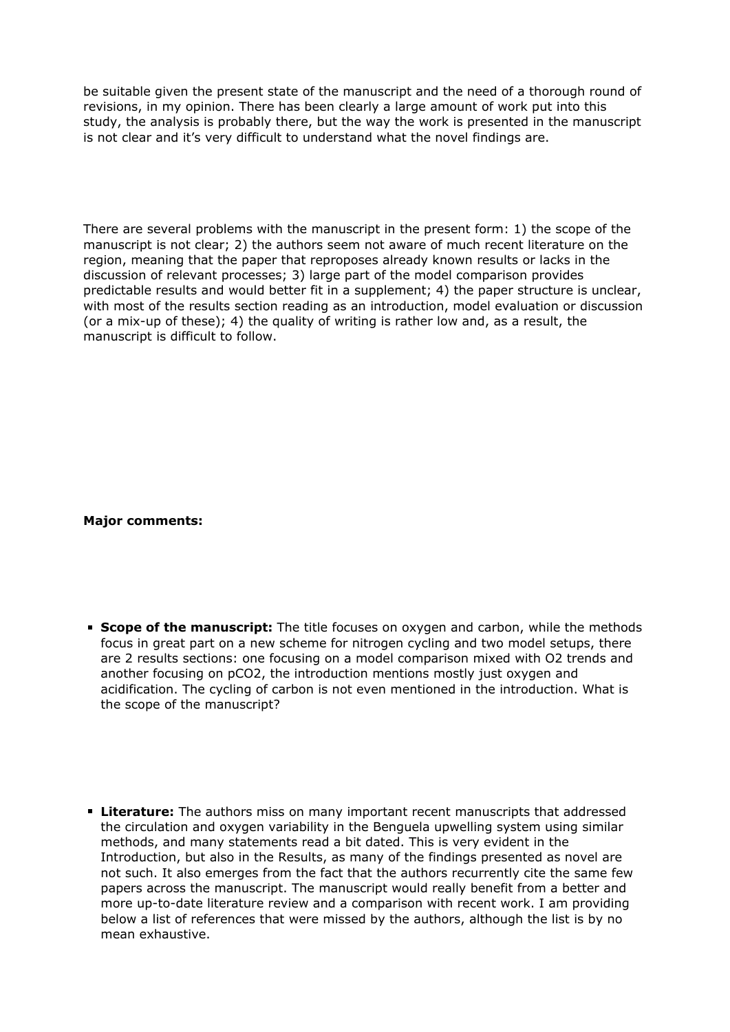be suitable given the present state of the manuscript and the need of a thorough round of revisions, in my opinion. There has been clearly a large amount of work put into this study, the analysis is probably there, but the way the work is presented in the manuscript is not clear and it's very difficult to understand what the novel findings are.

There are several problems with the manuscript in the present form: 1) the scope of the manuscript is not clear; 2) the authors seem not aware of much recent literature on the region, meaning that the paper that reproposes already known results or lacks in the discussion of relevant processes; 3) large part of the model comparison provides predictable results and would better fit in a supplement; 4) the paper structure is unclear, with most of the results section reading as an introduction, model evaluation or discussion (or a mix-up of these); 4) the quality of writing is rather low and, as a result, the manuscript is difficult to follow.

**Major comments:**

- **Scope of the manuscript:** The title focuses on oxygen and carbon, while the methods focus in great part on a new scheme for nitrogen cycling and two model setups, there are 2 results sections: one focusing on a model comparison mixed with $O_2$ trends and another focusing on $pCO_2$, the introduction mentions mostly just oxygen and acidification. The cycling of carbon is not even mentioned in the introduction. What is the scope of the manuscript?

- **Literature:** The authors miss on many important recent manuscripts that addressed the circulation and oxygen variability in the Benguela upwelling system using similar methods, and many statements read a bit dated. This is very evident in the Introduction, but also in the Results, as many of the findings presented as novel are not such. It also emerges from the fact that the authors recurrently cite the same few papers across the manuscript. The manuscript would really benefit from a better and more up-to-date literature review and a comparison with recent work. I am providing below a list of references that were missed by the authors, although the list is by no mean exhaustive.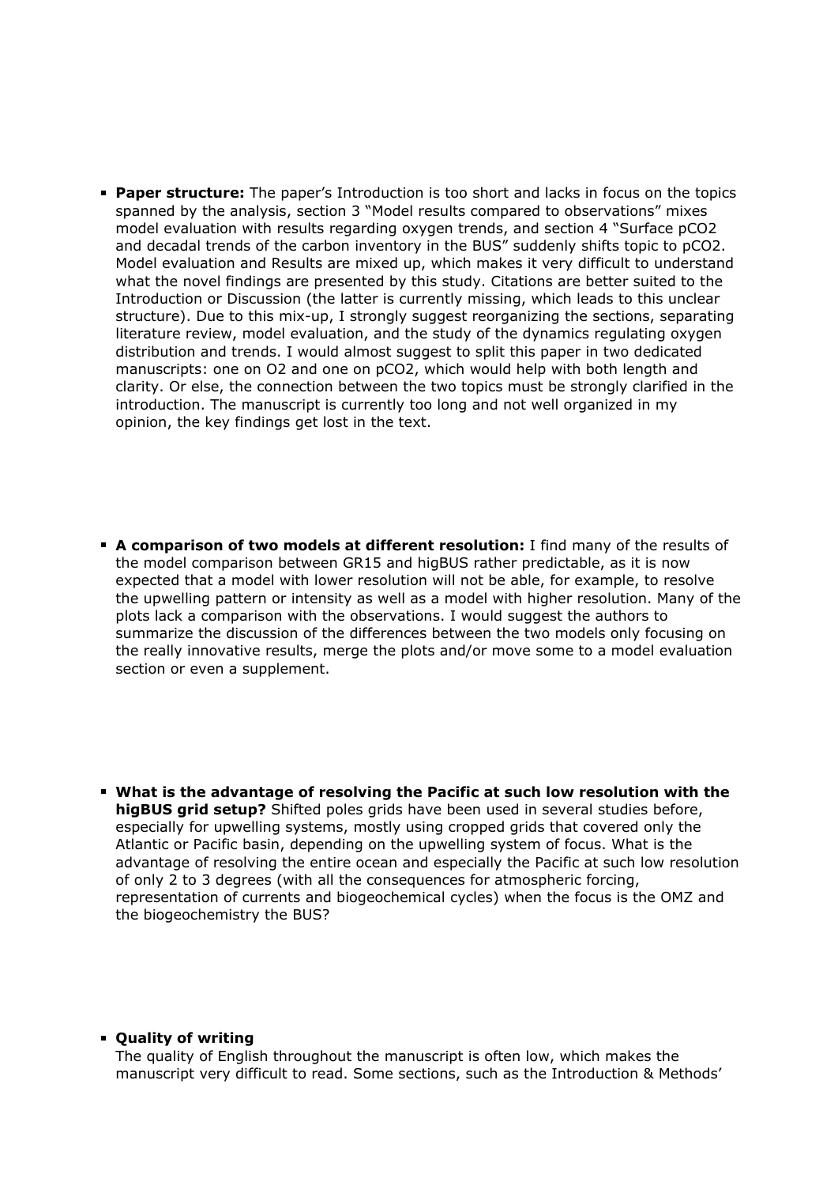- **Paper structure:** The paper's Introduction is too short and lacks in focus on the topics spanned by the analysis, section 3 "Model results compared to observations" mixes model evaluation with results regarding oxygen trends, and section 4 "Surface pCO2 and decadal trends of the carbon inventory in the BUS" suddenly shifts topic to pCO2. Model evaluation and Results are mixed up, which makes it very difficult to understand what the novel findings are presented by this study. Citations are better suited to the Introduction or Discussion (the latter is currently missing, which leads to this unclear structure). Due to this mix-up, I strongly suggest reorganizing the sections, separating literature review, model evaluation, and the study of the dynamics regulating oxygen distribution and trends. I would almost suggest to split this paper in two dedicated manuscripts: one on O2 and one on pCO2, which would help with both length and clarity. Or else, the connection between the two topics must be strongly clarified in the introduction. The manuscript is currently too long and not well organized in my opinion, the key findings get lost in the text.

- **A comparison of two models at different resolution:** I find many of the results of the model comparison between GR15 and higBUS rather predictable, as it is now expected that a model with lower resolution will not be able, for example, to resolve the upwelling pattern or intensity as well as a model with higher resolution. Many of the plots lack a comparison with the observations. I would suggest the authors to summarize the discussion of the differences between the two models only focusing on the really innovative results, merge the plots and/or move some to a model evaluation section or even a supplement.

- **What is the advantage of resolving the Pacific at such low resolution with the higBUS grid setup?** Shifted poles grids have been used in several studies before, especially for upwelling systems, mostly using cropped grids that covered only the Atlantic or Pacific basin, depending on the upwelling system of focus. What is the advantage of resolving the entire ocean and especially the Pacific at such low resolution of only 2 to 3 degrees (with all the consequences for atmospheric forcing, representation of currents and biogeochemical cycles) when the focus is the OMZ and the biogeochemistry the BUS?

- **Quality of writing**
  The quality of English throughout the manuscript is often low, which makes the manuscript very difficult to read. Some sections, such as the Introduction & Methods'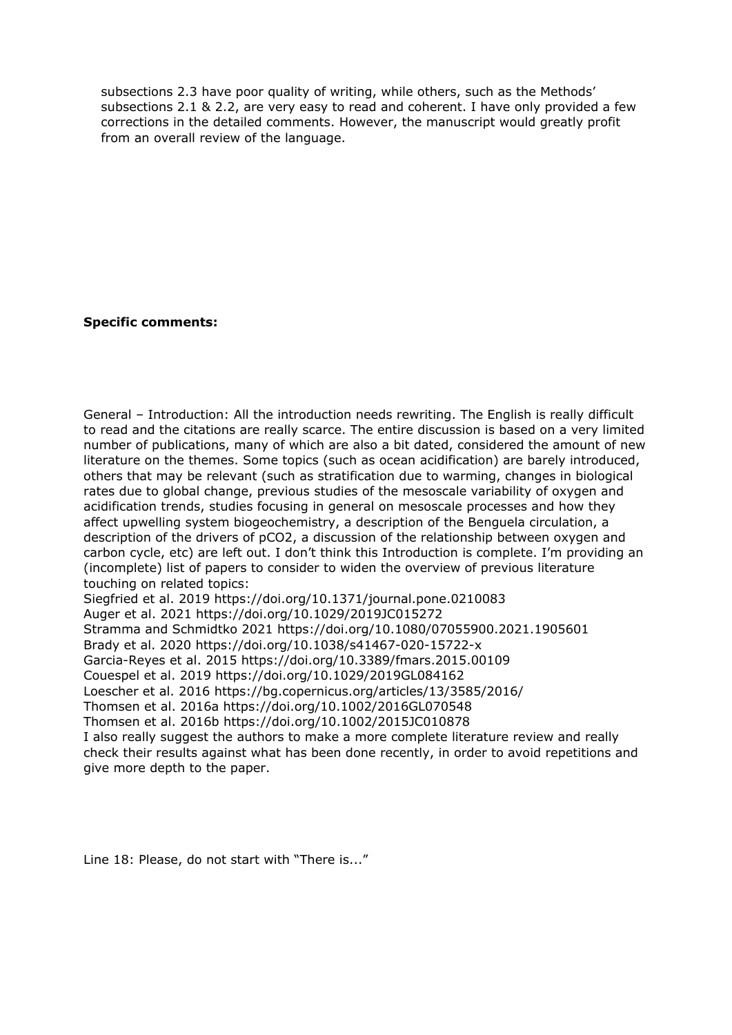subsections 2.3 have poor quality of writing, while others, such as the Methods' subsections 2.1 & 2.2, are very easy to read and coherent. I have only provided a few corrections in the detailed comments. However, the manuscript would greatly profit from an overall review of the language.

**Specific comments:**

General – Introduction: All the introduction needs rewriting. The English is really difficult to read and the citations are really scarce. The entire discussion is based on a very limited number of publications, many of which are also a bit dated, considered the amount of new literature on the themes. Some topics (such as ocean acidification) are barely introduced, others that may be relevant (such as stratification due to warming, changes in biological rates due to global change, previous studies of the mesoscale variability of oxygen and acidification trends, studies focusing in general on mesoscale processes and how they affect upwelling system biogeochemistry, a description of the Benguela circulation, a description of the drivers of $pCO_2$, a discussion of the relationship between oxygen and carbon cycle, etc) are left out. I don't think this Introduction is complete. I'm providing an (incomplete) list of papers to consider to widen the overview of previous literature touching on related topics:

Siegfried et al. 2019 https://doi.org/10.1371/journal.pone.0210083
Auger et al. 2021 https://doi.org/10.1029/2019JC015272
Stramma and Schmidtko 2021 https://doi.org/10.1080/07055900.2021.1905601
Brady et al. 2020 https://doi.org/10.1038/s41467-020-15722-x
Garcia-Reyes et al. 2015 https://doi.org/10.3389/fmars.2015.00109
Couespel et al. 2019 https://doi.org/10.1029/2019GL084162
Loescher et al. 2016 https://bg.copernicus.org/articles/13/3585/2016/
Thomsen et al. 2016a https://doi.org/10.1002/2016GL070548
Thomsen et al. 2016b https://doi.org/10.1002/2015JC010878

I also really suggest the authors to make a more complete literature review and really check their results against what has been done recently, in order to avoid repetitions and give more depth to the paper.

Line 18: Please, do not start with "There is..."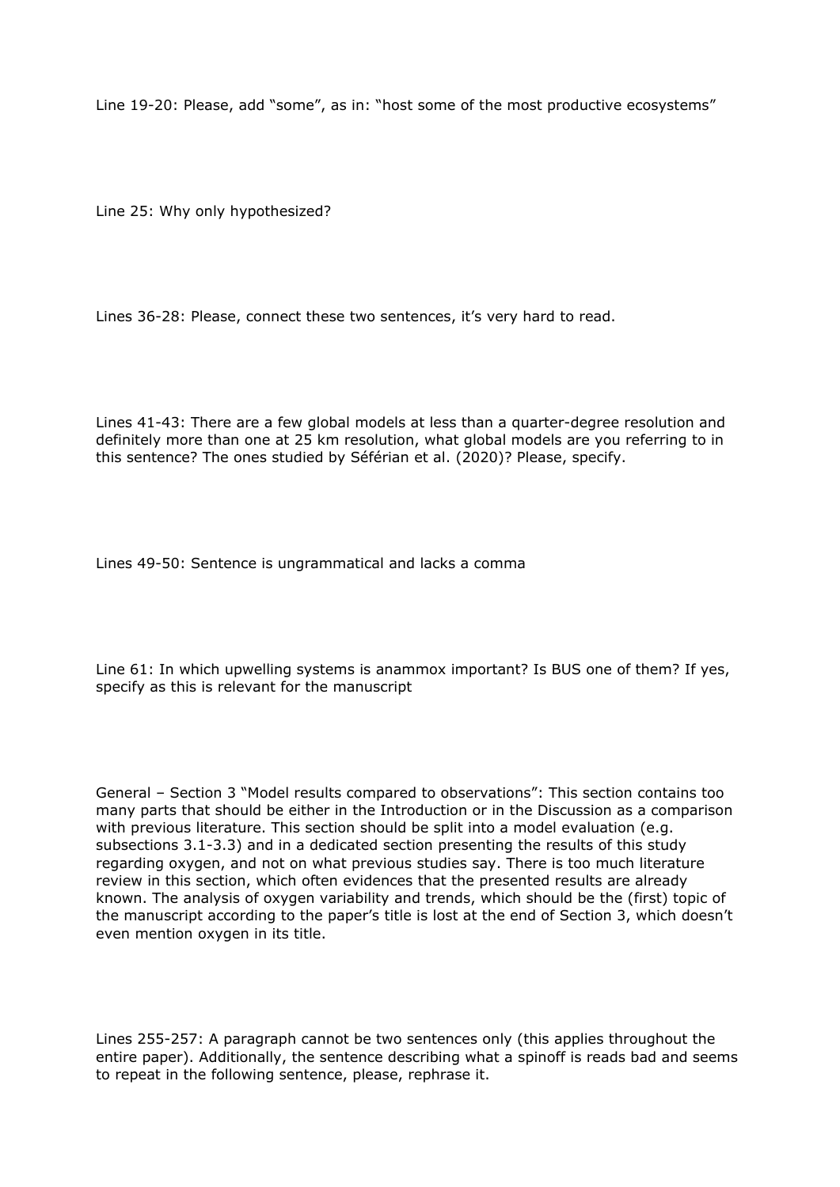Line 19-20: Please, add "some", as in: "host some of the most productive ecosystems"

Line 25: Why only hypothesized?

Lines 36-28: Please, connect these two sentences, it's very hard to read.

Lines 41-43: There are a few global models at less than a quarter-degree resolution and definitely more than one at 25 km resolution, what global models are you referring to in this sentence? The ones studied by Séférian et al. (2020)? Please, specify.

Lines 49-50: Sentence is ungrammatical and lacks a comma

Line 61: In which upwelling systems is anammox important? Is BUS one of them? If yes, specify as this is relevant for the manuscript

General – Section 3 "Model results compared to observations": This section contains too many parts that should be either in the Introduction or in the Discussion as a comparison with previous literature. This section should be split into a model evaluation (e.g. subsections 3.1-3.3) and in a dedicated section presenting the results of this study regarding oxygen, and not on what previous studies say. There is too much literature review in this section, which often evidences that the presented results are already known. The analysis of oxygen variability and trends, which should be the (first) topic of the manuscript according to the paper's title is lost at the end of Section 3, which doesn't even mention oxygen in its title.

Lines 255-257: A paragraph cannot be two sentences only (this applies throughout the entire paper). Additionally, the sentence describing what a spinoff is reads bad and seems to repeat in the following sentence, please, rephrase it.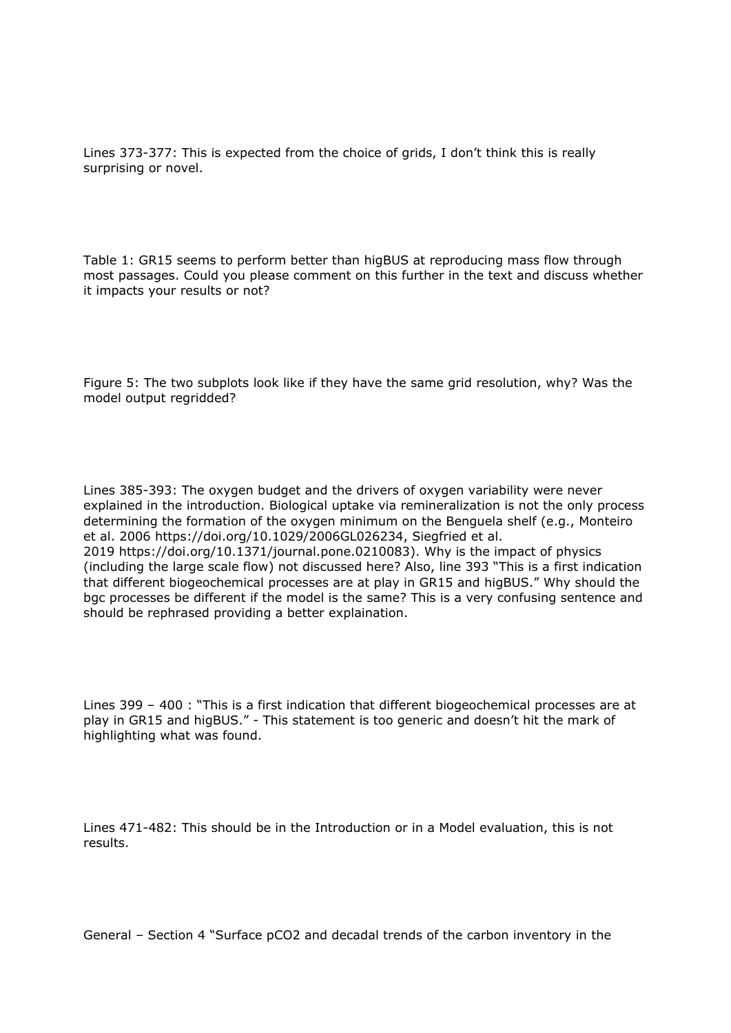Lines 373-377: This is expected from the choice of grids, I don't think this is really surprising or novel.

Table 1: GR15 seems to perform better than higBUS at reproducing mass flow through most passages. Could you please comment on this further in the text and discuss whether it impacts your results or not?

Figure 5: The two subplots look like if they have the same grid resolution, why? Was the model output regridded?

Lines 385-393: The oxygen budget and the drivers of oxygen variability were never explained in the introduction. Biological uptake via remineralization is not the only process determining the formation of the oxygen minimum on the Benguela shelf (e.g., Monteiro et al. 2006 https://doi.org/10.1029/2006GL026234, Siegfried et al. 2019 https://doi.org/10.1371/journal.pone.0210083). Why is the impact of physics (including the large scale flow) not discussed here? Also, line 393 "This is a first indication that different biogeochemical processes are at play in GR15 and higBUS." Why should the bgc processes be different if the model is the same? This is a very confusing sentence and should be rephrased providing a better explaination.

Lines 399 – 400 : "This is a first indication that different biogeochemical processes are at play in GR15 and higBUS." - This statement is too generic and doesn't hit the mark of highlighting what was found.

Lines 471-482: This should be in the Introduction or in a Model evaluation, this is not results.

General – Section 4 "Surface pCO2 and decadal trends of the carbon inventory in the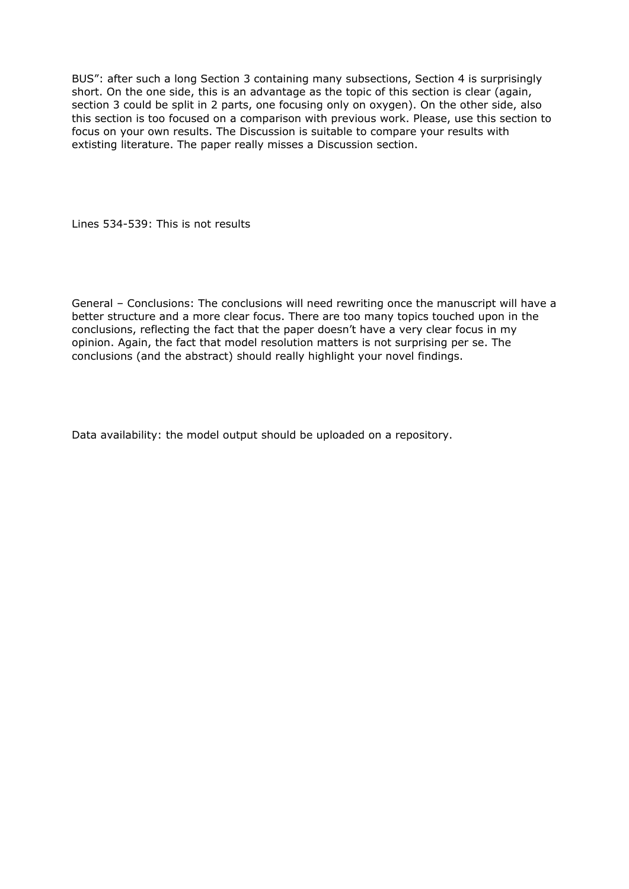BUS": after such a long Section 3 containing many subsections, Section 4 is surprisingly short. On the one side, this is an advantage as the topic of this section is clear (again, section 3 could be split in 2 parts, one focusing only on oxygen). On the other side, also this section is too focused on a comparison with previous work. Please, use this section to focus on your own results. The Discussion is suitable to compare your results with extisting literature. The paper really misses a Discussion section.

Lines 534-539: This is not results

General – Conclusions: The conclusions will need rewriting once the manuscript will have a better structure and a more clear focus. There are too many topics touched upon in the conclusions, reflecting the fact that the paper doesn't have a very clear focus in my opinion. Again, the fact that model resolution matters is not surprising per se. The conclusions (and the abstract) should really highlight your novel findings.

Data availability: the model output should be uploaded on a repository.